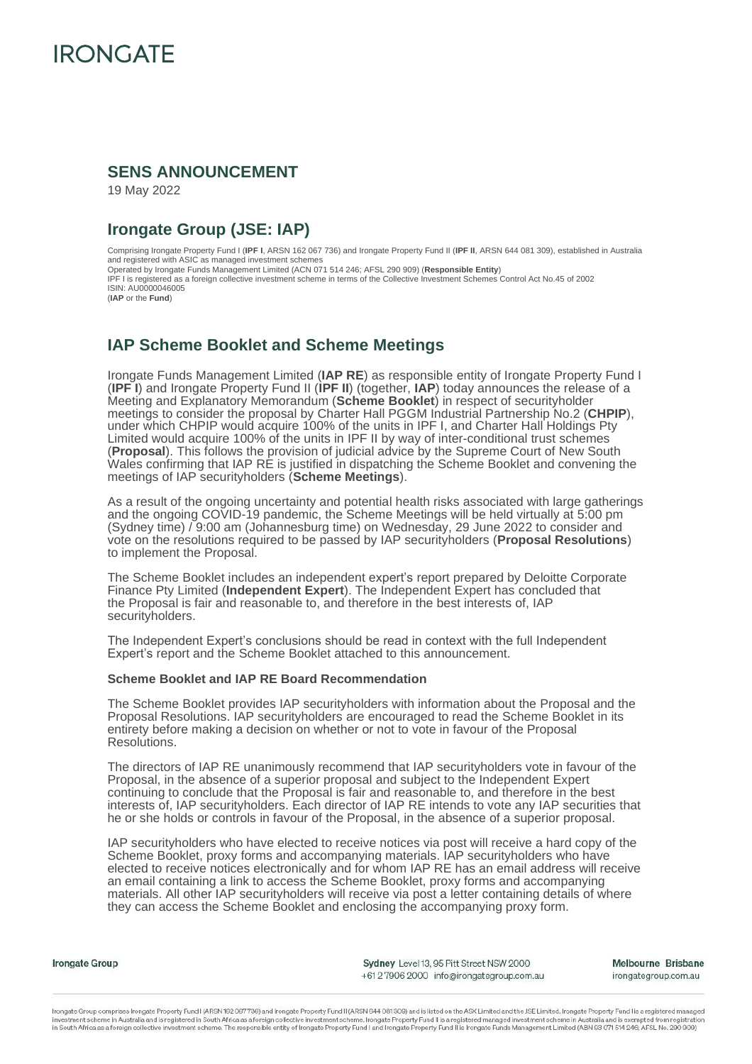# IRONGATE

## SENS ANNOUNCEMENT

19 May 2022

## Irongate Group (JSE: IAP)

Comprising Irongate Property Fund I (**IPF I**, ARSN 162 067 736) and Irongate Property Fund II (**IPF II**, ARSN 644 081 309), established in Australia and registered with ASIC as managed investment schemes
Operated by Irongate Funds Management Limited (ACN 071 514 246; AFSL 290 909) (**Responsible Entity**)
IPF I is registered as a foreign collective investment scheme in terms of the Collective Investment Schemes Control Act No.45 of 2002
ISIN: AU0000046005
(**IAP** or the **Fund**)

## IAP Scheme Booklet and Scheme Meetings

Irongate Funds Management Limited (**IAP RE**) as responsible entity of Irongate Property Fund I (**IPF I**) and Irongate Property Fund II (**IPF II**) (together, **IAP**) today announces the release of a Meeting and Explanatory Memorandum (**Scheme Booklet**) in respect of securityholder meetings to consider the proposal by Charter Hall PGGM Industrial Partnership No.2 (**CHPIP**), under which CHPIP would acquire 100% of the units in IPF I, and Charter Hall Holdings Pty Limited would acquire 100% of the units in IPF II by way of inter-conditional trust schemes (**Proposal**). This follows the provision of judicial advice by the Supreme Court of New South Wales confirming that IAP RE is justified in dispatching the Scheme Booklet and convening the meetings of IAP securityholders (**Scheme Meetings**).

As a result of the ongoing uncertainty and potential health risks associated with large gatherings and the ongoing COVID-19 pandemic, the Scheme Meetings will be held virtually at 5:00 pm (Sydney time) / 9:00 am (Johannesburg time) on Wednesday, 29 June 2022 to consider and vote on the resolutions required to be passed by IAP securityholders (**Proposal Resolutions**) to implement the Proposal.

The Scheme Booklet includes an independent expert's report prepared by Deloitte Corporate Finance Pty Limited (**Independent Expert**). The Independent Expert has concluded that the Proposal is fair and reasonable to, and therefore in the best interests of, IAP securityholders.

The Independent Expert's conclusions should be read in context with the full Independent Expert's report and the Scheme Booklet attached to this announcement.

**Scheme Booklet and IAP RE Board Recommendation**

The Scheme Booklet provides IAP securityholders with information about the Proposal and the Proposal Resolutions. IAP securityholders are encouraged to read the Scheme Booklet in its entirety before making a decision on whether or not to vote in favour of the Proposal Resolutions.

The directors of IAP RE unanimously recommend that IAP securityholders vote in favour of the Proposal, in the absence of a superior proposal and subject to the Independent Expert continuing to conclude that the Proposal is fair and reasonable to, and therefore in the best interests of, IAP securityholders. Each director of IAP RE intends to vote any IAP securities that he or she holds or controls in favour of the Proposal, in the absence of a superior proposal.

IAP securityholders who have elected to receive notices via post will receive a hard copy of the Scheme Booklet, proxy forms and accompanying materials. IAP securityholders who have elected to receive notices electronically and for whom IAP RE has an email address will receive an email containing a link to access the Scheme Booklet, proxy forms and accompanying materials. All other IAP securityholders will receive via post a letter containing details of where they can access the Scheme Booklet and enclosing the accompanying proxy form.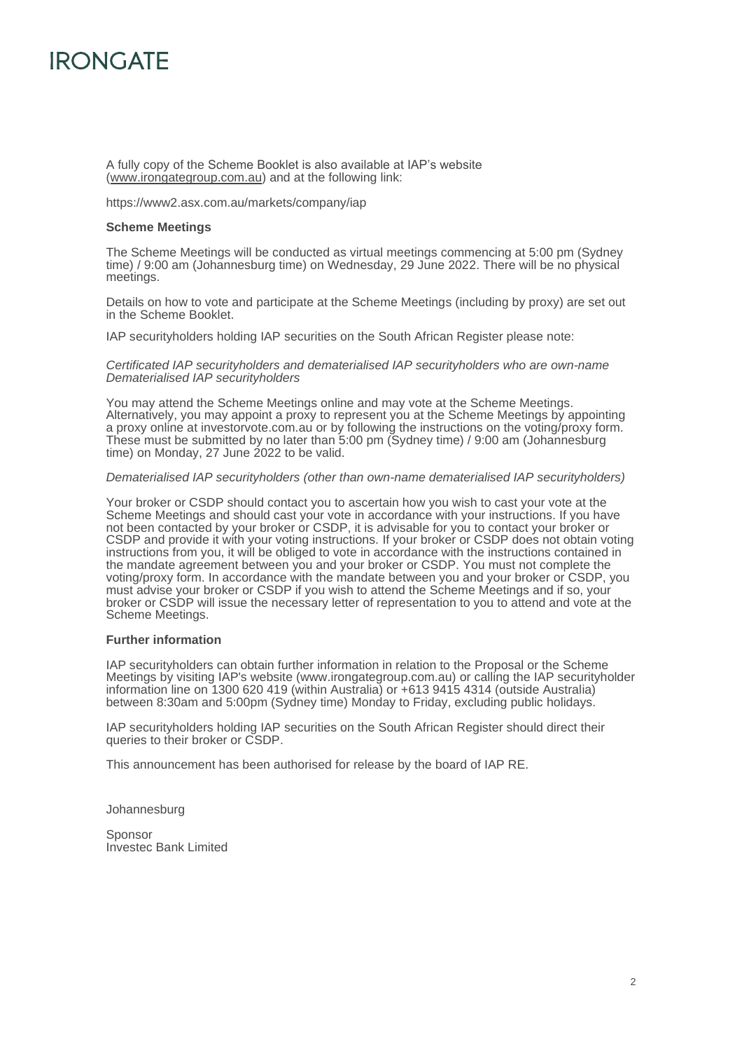A fully copy of the Scheme Booklet is also available at IAP's website (www.irongategroup.com.au) and at the following link:

https://www2.asx.com.au/markets/company/iap

**Scheme Meetings**

The Scheme Meetings will be conducted as virtual meetings commencing at 5:00 pm (Sydney time) / 9:00 am (Johannesburg time) on Wednesday, 29 June 2022. There will be no physical meetings.

Details on how to vote and participate at the Scheme Meetings (including by proxy) are set out in the Scheme Booklet.

IAP securityholders holding IAP securities on the South African Register please note:

*Certificated IAP securityholders and dematerialised IAP securityholders who are own-name Dematerialised IAP securityholders*

You may attend the Scheme Meetings online and may vote at the Scheme Meetings. Alternatively, you may appoint a proxy to represent you at the Scheme Meetings by appointing a proxy online at investorvote.com.au or by following the instructions on the voting/proxy form. These must be submitted by no later than 5:00 pm (Sydney time) / 9:00 am (Johannesburg time) on Monday, 27 June 2022 to be valid.

*Dematerialised IAP securityholders (other than own-name dematerialised IAP securityholders)*

Your broker or CSDP should contact you to ascertain how you wish to cast your vote at the Scheme Meetings and should cast your vote in accordance with your instructions. If you have not been contacted by your broker or CSDP, it is advisable for you to contact your broker or CSDP and provide it with your voting instructions. If your broker or CSDP does not obtain voting instructions from you, it will be obliged to vote in accordance with the instructions contained in the mandate agreement between you and your broker or CSDP. You must not complete the voting/proxy form. In accordance with the mandate between you and your broker or CSDP, you must advise your broker or CSDP if you wish to attend the Scheme Meetings and if so, your broker or CSDP will issue the necessary letter of representation to you to attend and vote at the Scheme Meetings.

**Further information**

IAP securityholders can obtain further information in relation to the Proposal or the Scheme Meetings by visiting IAP's website (www.irongategroup.com.au) or calling the IAP securityholder information line on 1300 620 419 (within Australia) or +613 9415 4314 (outside Australia) between 8:30am and 5:00pm (Sydney time) Monday to Friday, excluding public holidays.

IAP securityholders holding IAP securities on the South African Register should direct their queries to their broker or CSDP.

This announcement has been authorised for release by the board of IAP RE.

Johannesburg

Sponsor
Investec Bank Limited